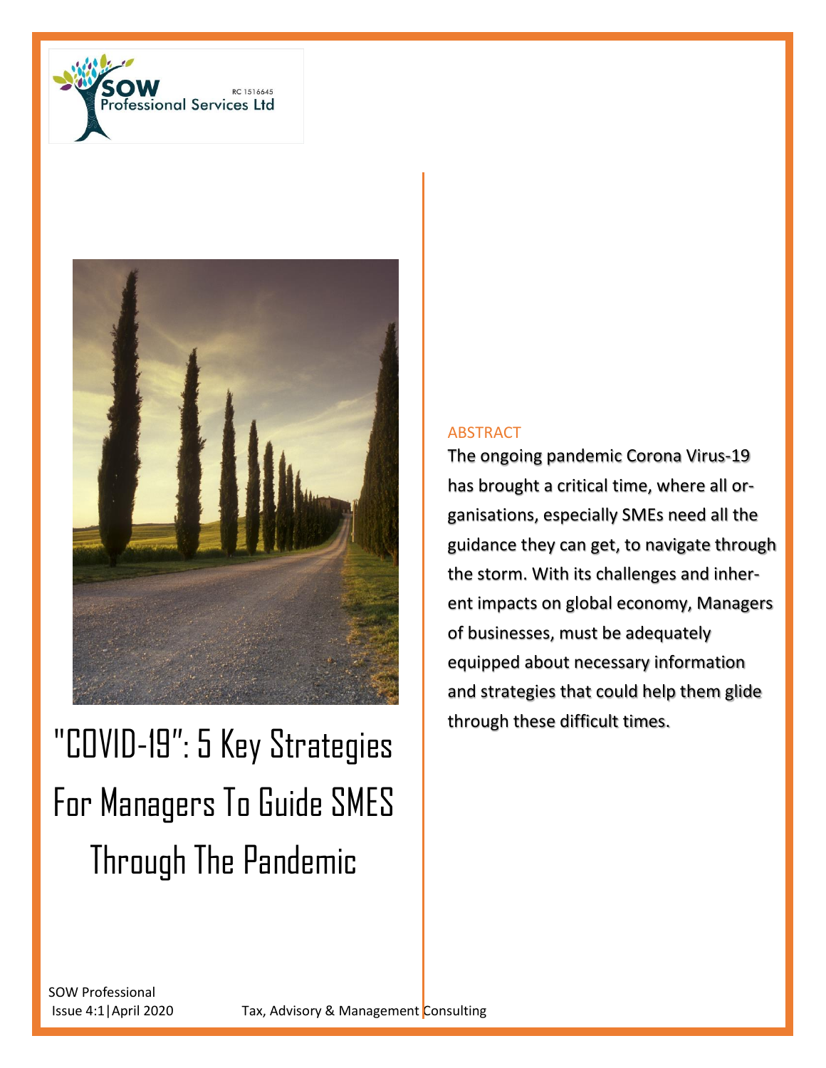SOW Professional Services Ltd

RC 1516645

# "COVID-19": 5 Key Strategies For Managers To Guide SMES Through The Pandemic

## ABSTRACT

The ongoing pandemic Corona Virus-19 has brought a critical time, where all organisations, especially SMEs need all the guidance they can get, to navigate through the storm. With its challenges and inherent impacts on global economy, Managers of businesses, must be adequately equipped about necessary information and strategies that could help them glide through these difficult times.

SOW Professional

Issue 4:1|April 2020

Tax, Advisory & Management Consulting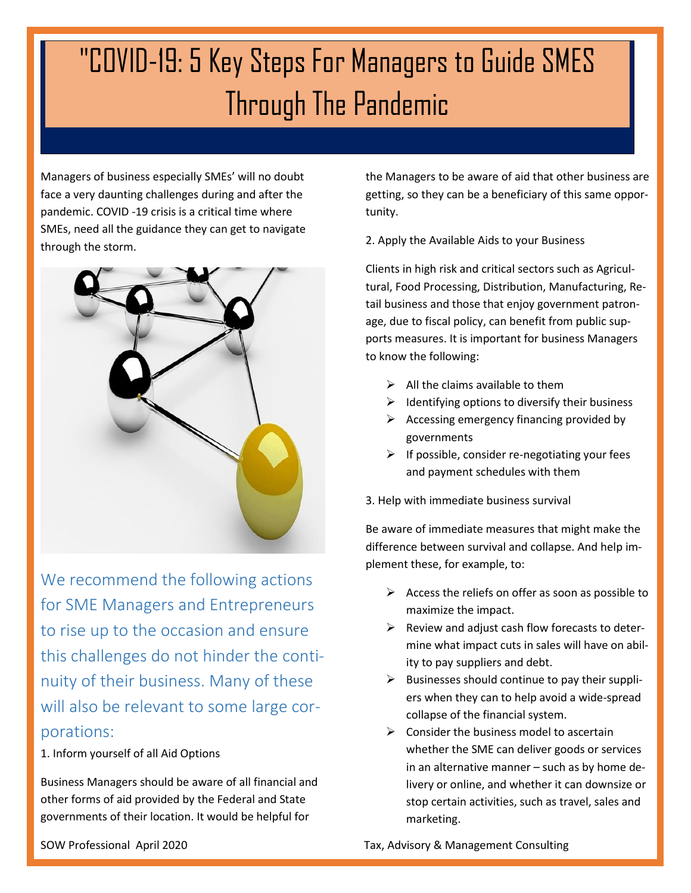# "COVID-19: 5 Key Steps For Managers to Guide SMES Through The Pandemic

Managers of business especially SMEs' will no doubt face a very daunting challenges during and after the pandemic. COVID -19 crisis is a critical time where SMEs, need all the guidance they can get to navigate through the storm.

We recommend the following actions for SME Managers and Entrepreneurs to rise up to the occasion and ensure this challenges do not hinder the continuity of their business. Many of these will also be relevant to some large corporations:

1. Inform yourself of all Aid Options

Business Managers should be aware of all financial and other forms of aid provided by the Federal and State governments of their location. It would be helpful for the Managers to be aware of aid that other business are getting, so they can be a beneficiary of this same opportunity.

2. Apply the Available Aids to your Business

Clients in high risk and critical sectors such as Agricultural, Food Processing, Distribution, Manufacturing, Retail business and those that enjoy government patronage, due to fiscal policy, can benefit from public supports measures. It is important for business Managers to know the following:

- All the claims available to them
- Identifying options to diversify their business
- Accessing emergency financing provided by governments
- If possible, consider re-negotiating your fees and payment schedules with them

3. Help with immediate business survival

Be aware of immediate measures that might make the difference between survival and collapse. And help implement these, for example, to:

- Access the reliefs on offer as soon as possible to maximize the impact.
- Review and adjust cash flow forecasts to determine what impact cuts in sales will have on ability to pay suppliers and debt.
- Businesses should continue to pay their suppliers when they can to help avoid a wide-spread collapse of the financial system.
- Consider the business model to ascertain whether the SME can deliver goods or services in an alternative manner – such as by home delivery or online, and whether it can downsize or stop certain activities, such as travel, sales and marketing.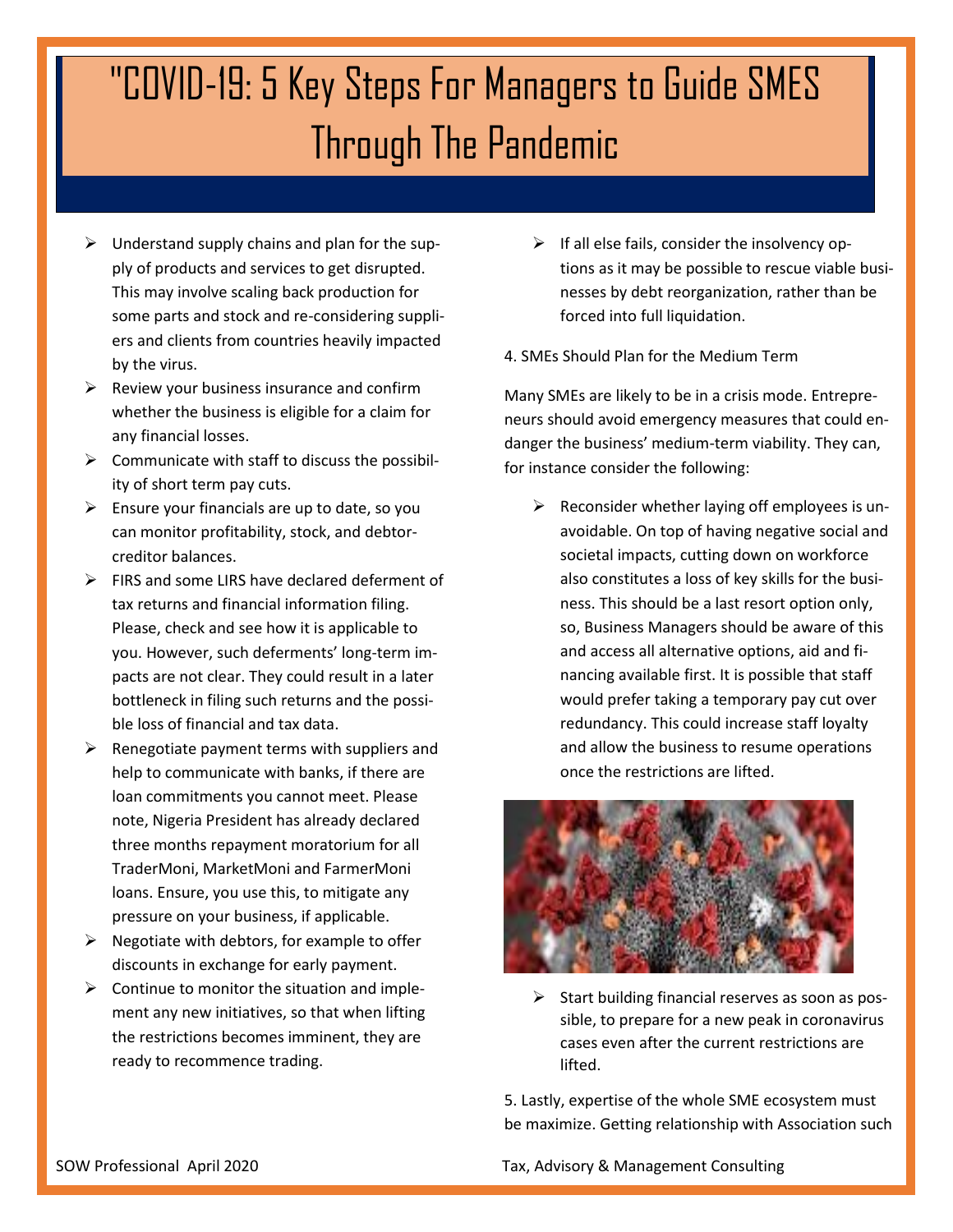# "COVID-19: 5 Key Steps For Managers to Guide SMES Through The Pandemic

- Understand supply chains and plan for the supply of products and services to get disrupted. This may involve scaling back production for some parts and stock and re-considering suppliers and clients from countries heavily impacted by the virus.
- Review your business insurance and confirm whether the business is eligible for a claim for any financial losses.
- Communicate with staff to discuss the possibility of short term pay cuts.
- Ensure your financials are up to date, so you can monitor profitability, stock, and debtor-creditor balances.
- FIRS and some LIRS have declared deferment of tax returns and financial information filing. Please, check and see how it is applicable to you. However, such deferments' long-term impacts are not clear. They could result in a later bottleneck in filing such returns and the possible loss of financial and tax data.
- Renegotiate payment terms with suppliers and help to communicate with banks, if there are loan commitments you cannot meet. Please note, Nigeria President has already declared three months repayment moratorium for all TraderMoni, MarketMoni and FarmerMoni loans. Ensure, you use this, to mitigate any pressure on your business, if applicable.
- Negotiate with debtors, for example to offer discounts in exchange for early payment.
- Continue to monitor the situation and implement any new initiatives, so that when lifting the restrictions becomes imminent, they are ready to recommence trading.
- If all else fails, consider the insolvency options as it may be possible to rescue viable businesses by debt reorganization, rather than be forced into full liquidation.

4. SMEs Should Plan for the Medium Term

Many SMEs are likely to be in a crisis mode. Entrepreneurs should avoid emergency measures that could endanger the business' medium-term viability. They can, for instance consider the following:

- Reconsider whether laying off employees is unavoidable. On top of having negative social and societal impacts, cutting down on workforce also constitutes a loss of key skills for the business. This should be a last resort option only, so, Business Managers should be aware of this and access all alternative options, aid and financing available first. It is possible that staff would prefer taking a temporary pay cut over redundancy. This could increase staff loyalty and allow the business to resume operations once the restrictions are lifted.
- Start building financial reserves as soon as possible, to prepare for a new peak in coronavirus cases even after the current restrictions are lifted.

5. Lastly, expertise of the whole SME ecosystem must be maximize. Getting relationship with Association such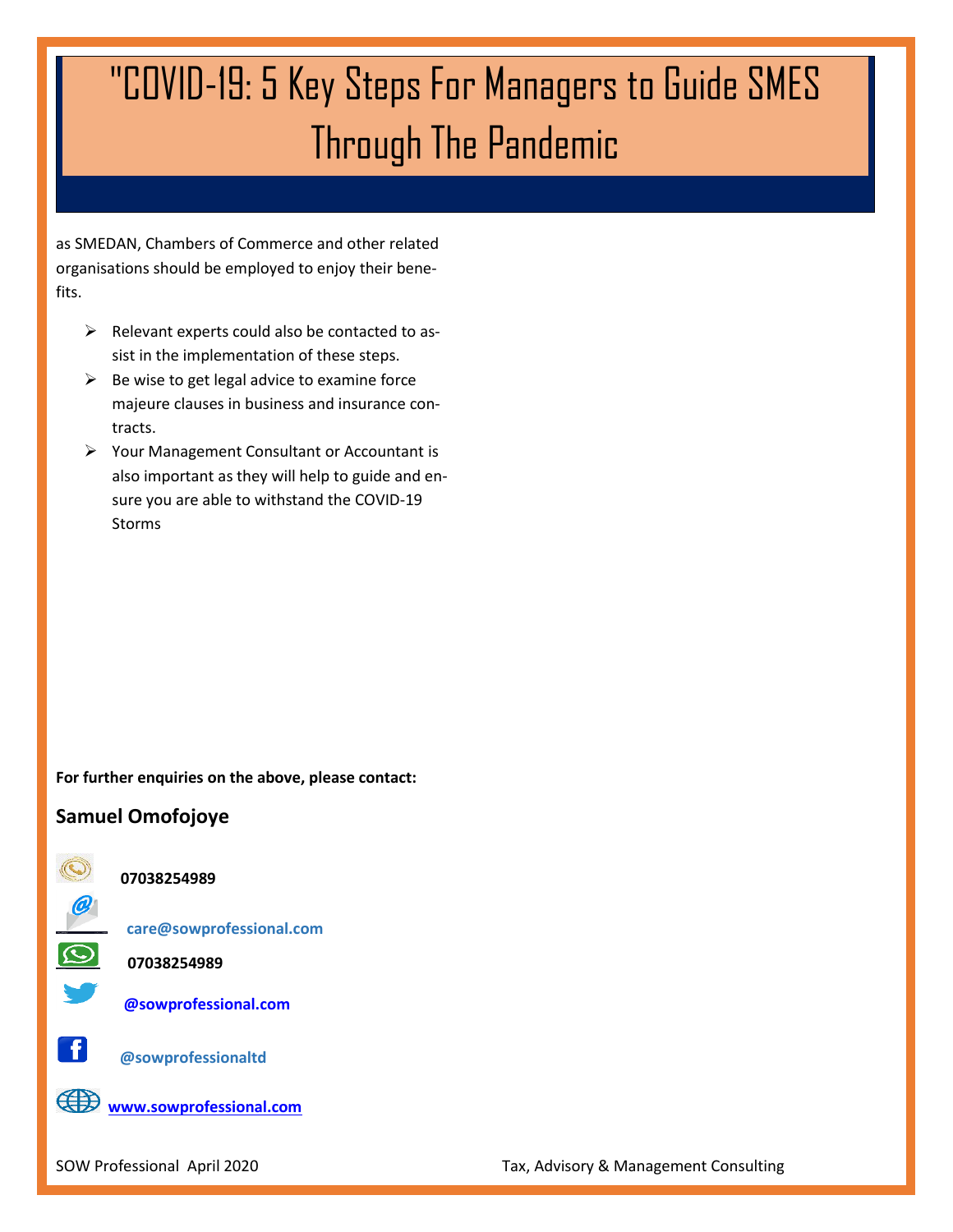# "COVID-19: 5 Key Steps For Managers to Guide SMES Through The Pandemic

as SMEDAN, Chambers of Commerce and other related organisations should be employed to enjoy their benefits.

- Relevant experts could also be contacted to assist in the implementation of these steps.
- Be wise to get legal advice to examine force majeure clauses in business and insurance contracts.
- Your Management Consultant or Accountant is also important as they will help to guide and ensure you are able to withstand the COVID-19 Storms

**For further enquiries on the above, please contact:**

**Samuel Omofojoye**

**07038254989**

**care@sowprofessional.com**

**07038254989**

**@sowprofessional.com**

**@sowprofessionaltd**

**www.sowprofessional.com**

SOW Professional April 2020 Tax, Advisory & Management Consulting